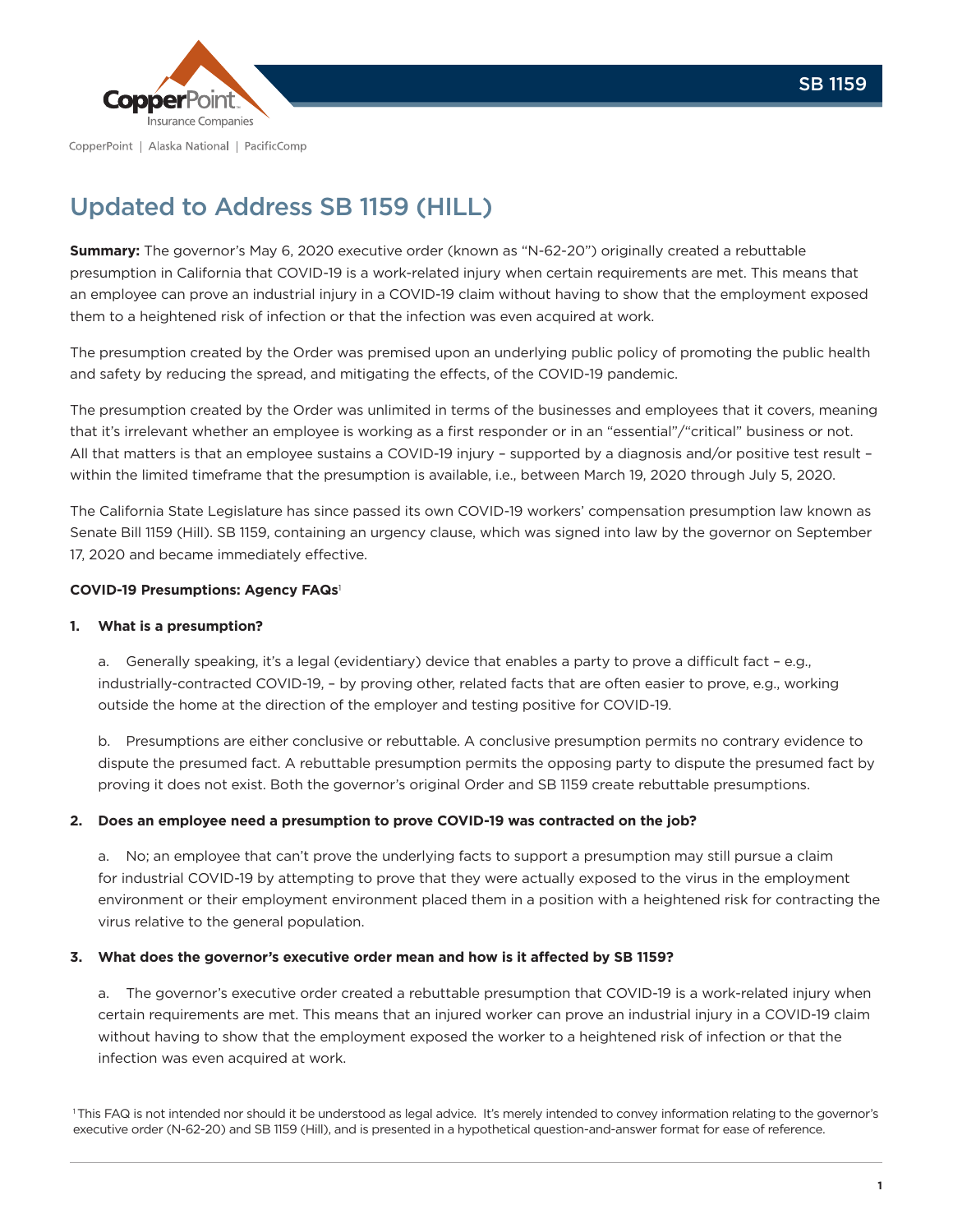# Updated to Address SB 1159 (HILL)

**Summary:** The governor's May 6, 2020 executive order (known as "N-62-20") originally created a rebuttable presumption in California that COVID-19 is a work-related injury when certain requirements are met. This means that an employee can prove an industrial injury in a COVID-19 claim without having to show that the employment exposed them to a heightened risk of infection or that the infection was even acquired at work.

The presumption created by the Order was premised upon an underlying public policy of promoting the public health and safety by reducing the spread, and mitigating the effects, of the COVID-19 pandemic.

The presumption created by the Order was unlimited in terms of the businesses and employees that it covers, meaning that it's irrelevant whether an employee is working as a first responder or in an "essential"/"critical" business or not. All that matters is that an employee sustains a COVID-19 injury – supported by a diagnosis and/or positive test result – within the limited timeframe that the presumption is available, i.e., between March 19, 2020 through July 5, 2020.

The California State Legislature has since passed its own COVID-19 workers' compensation presumption law known as Senate Bill 1159 (Hill). SB 1159, containing an urgency clause, which was signed into law by the governor on September 17, 2020 and became immediately effective.

**COVID-19 Presumptions: Agency FAQs**[1]

**1. What is a presumption?**

a. Generally speaking, it's a legal (evidentiary) device that enables a party to prove a difficult fact – e.g., industrially-contracted COVID-19, – by proving other, related facts that are often easier to prove, e.g., working outside the home at the direction of the employer and testing positive for COVID-19.

b. Presumptions are either conclusive or rebuttable. A conclusive presumption permits no contrary evidence to dispute the presumed fact. A rebuttable presumption permits the opposing party to dispute the presumed fact by proving it does not exist. Both the governor's original Order and SB 1159 create rebuttable presumptions.

**2. Does an employee need a presumption to prove COVID-19 was contracted on the job?**

a. No; an employee that can't prove the underlying facts to support a presumption may still pursue a claim for industrial COVID-19 by attempting to prove that they were actually exposed to the virus in the employment environment or their employment environment placed them in a position with a heightened risk for contracting the virus relative to the general population.

**3. What does the governor's executive order mean and how is it affected by SB 1159?**

a. The governor's executive order created a rebuttable presumption that COVID-19 is a work-related injury when certain requirements are met. This means that an injured worker can prove an industrial injury in a COVID-19 claim without having to show that the employment exposed the worker to a heightened risk of infection or that the infection was even acquired at work.

[1] This FAQ is not intended nor should it be understood as legal advice. It's merely intended to convey information relating to the governor's executive order (N-62-20) and SB 1159 (Hill), and is presented in a hypothetical question-and-answer format for ease of reference.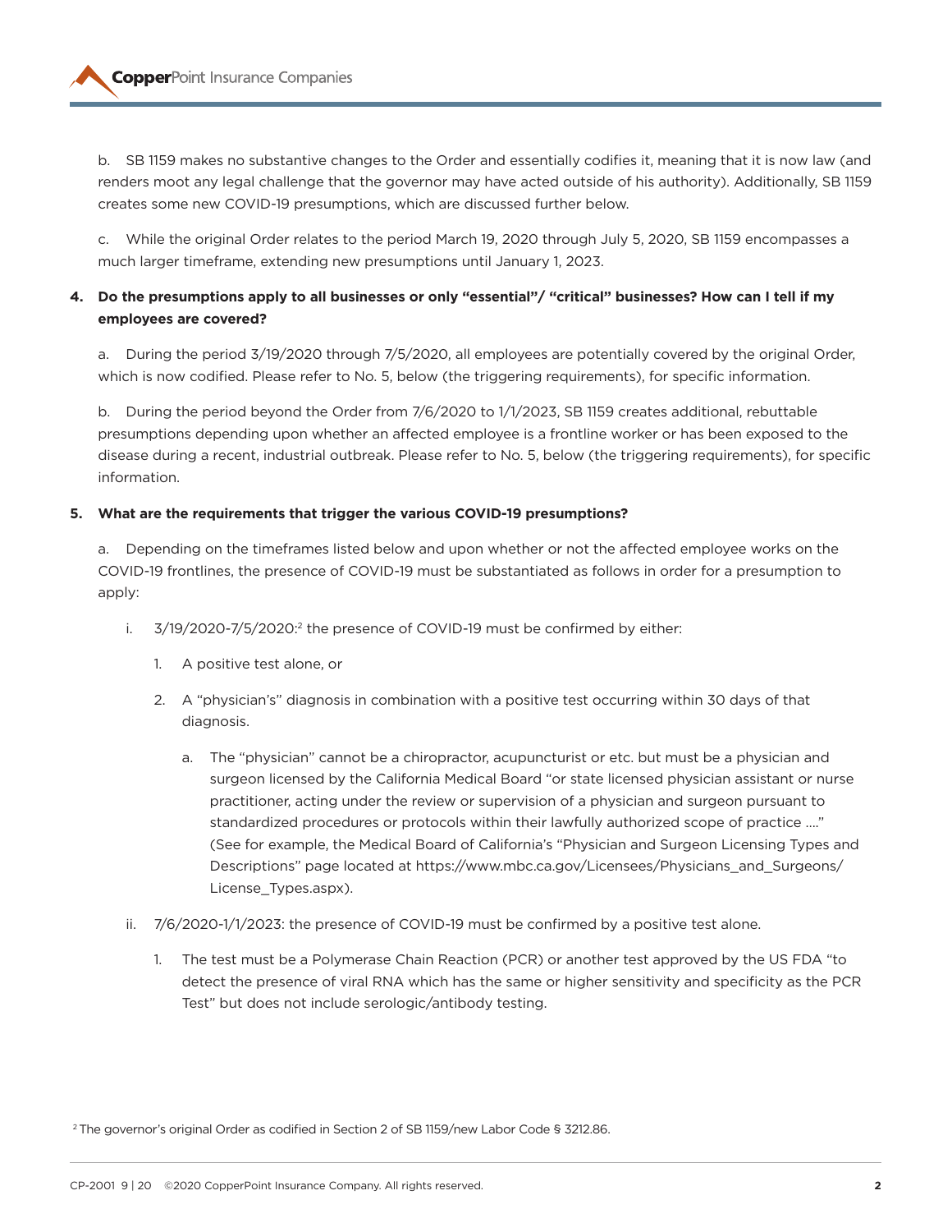b. SB 1159 makes no substantive changes to the Order and essentially codifies it, meaning that it is now law (and renders moot any legal challenge that the governor may have acted outside of his authority). Additionally, SB 1159 creates some new COVID-19 presumptions, which are discussed further below.

c. While the original Order relates to the period March 19, 2020 through July 5, 2020, SB 1159 encompasses a much larger timeframe, extending new presumptions until January 1, 2023.

**4. Do the presumptions apply to all businesses or only "essential"/ "critical" businesses? How can I tell if my employees are covered?**

a. During the period 3/19/2020 through 7/5/2020, all employees are potentially covered by the original Order, which is now codified. Please refer to No. 5, below (the triggering requirements), for specific information.

b. During the period beyond the Order from 7/6/2020 to 1/1/2023, SB 1159 creates additional, rebuttable presumptions depending upon whether an affected employee is a frontline worker or has been exposed to the disease during a recent, industrial outbreak. Please refer to No. 5, below (the triggering requirements), for specific information.

**5. What are the requirements that trigger the various COVID-19 presumptions?**

a. Depending on the timeframes listed below and upon whether or not the affected employee works on the COVID-19 frontlines, the presence of COVID-19 must be substantiated as follows in order for a presumption to apply:

i. 3/19/2020-7/5/2020:[2] the presence of COVID-19 must be confirmed by either:

1. A positive test alone, or

2. A "physician's" diagnosis in combination with a positive test occurring within 30 days of that diagnosis.

    a. The "physician" cannot be a chiropractor, acupuncturist or etc. but must be a physician and surgeon licensed by the California Medical Board "or state licensed physician assistant or nurse practitioner, acting under the review or supervision of a physician and surgeon pursuant to standardized procedures or protocols within their lawfully authorized scope of practice …." (See for example, the Medical Board of California's "Physician and Surgeon Licensing Types and Descriptions" page located at https://www.mbc.ca.gov/Licensees/Physicians_and_Surgeons/License_Types.aspx).

ii. 7/6/2020-1/1/2023: the presence of COVID-19 must be confirmed by a positive test alone.

1. The test must be a Polymerase Chain Reaction (PCR) or another test approved by the US FDA "to detect the presence of viral RNA which has the same or higher sensitivity and specificity as the PCR Test" but does not include serologic/antibody testing.

[2] The governor's original Order as codified in Section 2 of SB 1159/new Labor Code § 3212.86.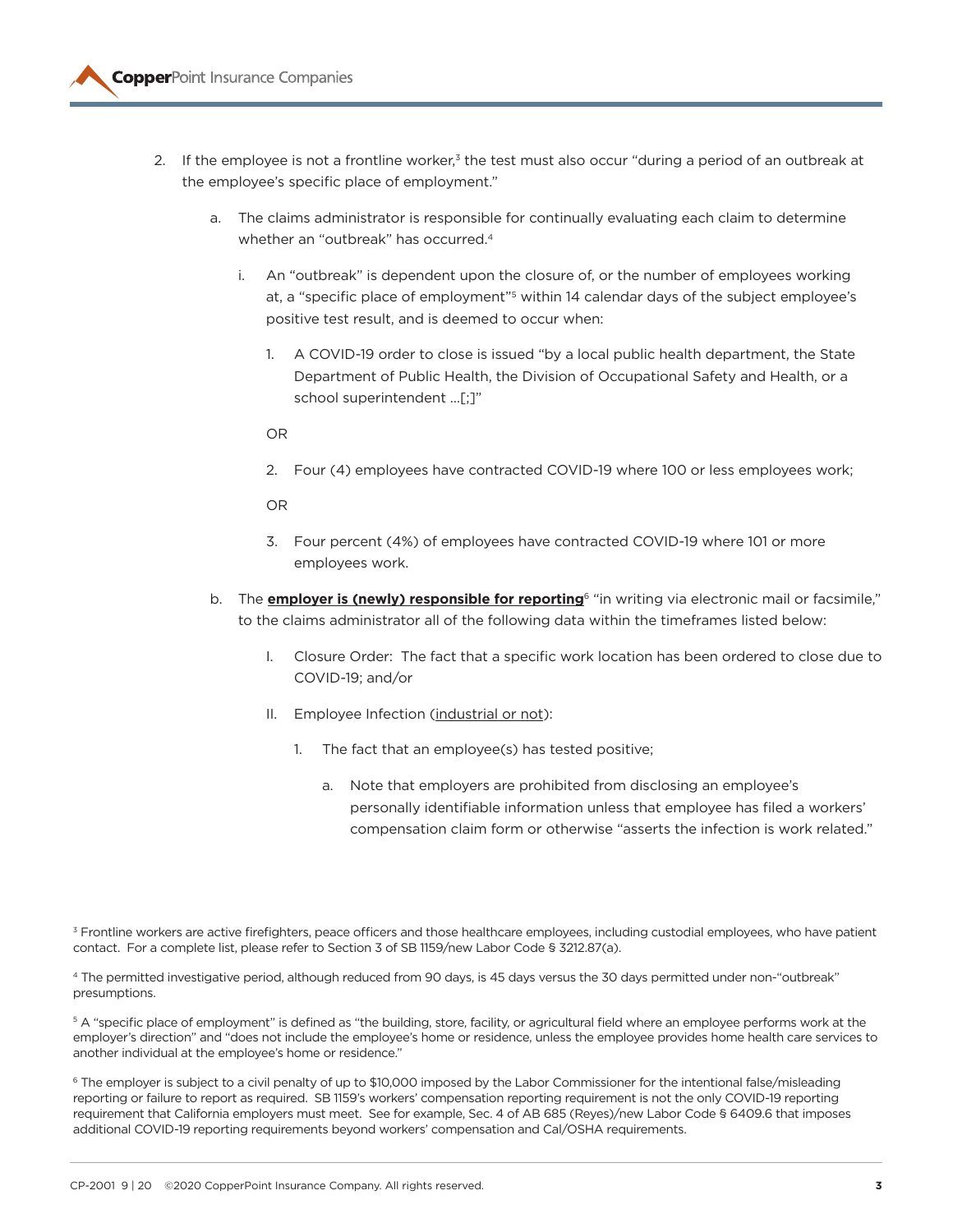2. If the employee is not a frontline worker,[3] the test must also occur "during a period of an outbreak at the employee's specific place of employment."

    a. The claims administrator is responsible for continually evaluating each claim to determine whether an "outbreak" has occurred.[4]

        i. An "outbreak" is dependent upon the closure of, or the number of employees working at, a "specific place of employment"[5] within 14 calendar days of the subject employee's positive test result, and is deemed to occur when:

            1. A COVID-19 order to close is issued "by a local public health department, the State Department of Public Health, the Division of Occupational Safety and Health, or a school superintendent ...[;]"

            OR

            2. Four (4) employees have contracted COVID-19 where 100 or less employees work;

            OR

            3. Four percent (4%) of employees have contracted COVID-19 where 101 or more employees work.

    b. The **employer is (newly) responsible for reporting**[6] "in writing via electronic mail or facsimile," to the claims administrator all of the following data within the timeframes listed below:

        I. Closure Order: The fact that a specific work location has been ordered to close due to COVID-19; and/or

        II. Employee Infection (industrial or not):

            1. The fact that an employee(s) has tested positive;

                a. Note that employers are prohibited from disclosing an employee's personally identifiable information unless that employee has filed a workers' compensation claim form or otherwise "asserts the infection is work related."

[3] Frontline workers are active firefighters, peace officers and those healthcare employees, including custodial employees, who have patient contact. For a complete list, please refer to Section 3 of SB 1159/new Labor Code § 3212.87(a).

[4] The permitted investigative period, although reduced from 90 days, is 45 days versus the 30 days permitted under non-"outbreak" presumptions.

[5] A "specific place of employment" is defined as "the building, store, facility, or agricultural field where an employee performs work at the employer's direction" and "does not include the employee's home or residence, unless the employee provides home health care services to another individual at the employee's home or residence."

[6] The employer is subject to a civil penalty of up to $10,000 imposed by the Labor Commissioner for the intentional false/misleading reporting or failure to report as required. SB 1159's workers' compensation reporting requirement is not the only COVID-19 reporting requirement that California employers must meet. See for example, Sec. 4 of AB 685 (Reyes)/new Labor Code § 6409.6 that imposes additional COVID-19 reporting requirements beyond workers' compensation and Cal/OSHA requirements.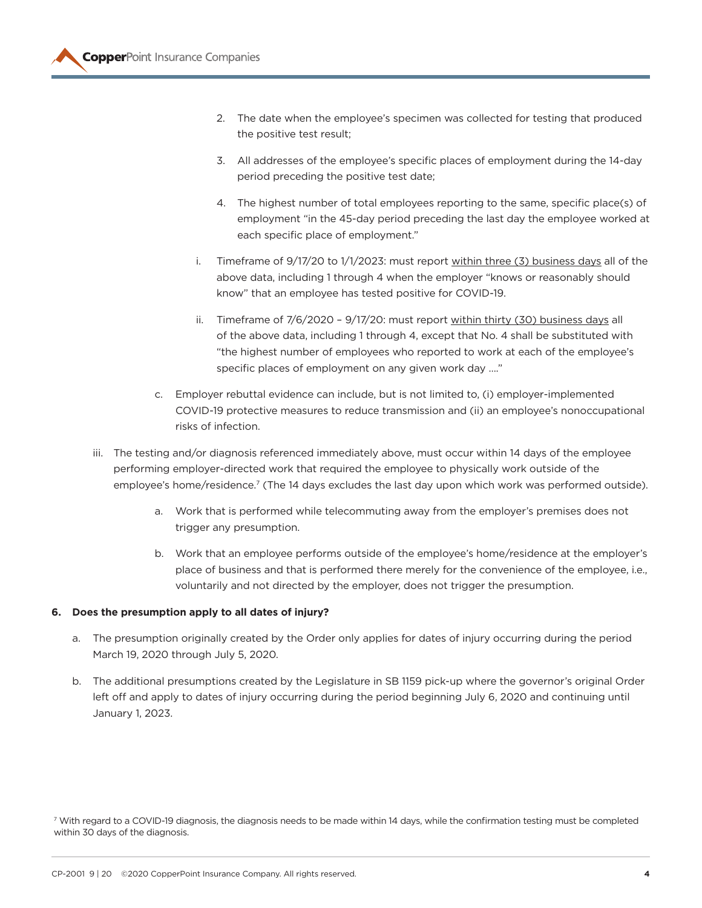2. The date when the employee's specimen was collected for testing that produced the positive test result;

3. All addresses of the employee's specific places of employment during the 14-day period preceding the positive test date;

4. The highest number of total employees reporting to the same, specific place(s) of employment "in the 45-day period preceding the last day the employee worked at each specific place of employment."

i. Timeframe of 9/17/20 to 1/1/2023: must report <u>within three (3) business days</u> all of the above data, including 1 through 4 when the employer "knows or reasonably should know" that an employee has tested positive for COVID-19.

ii. Timeframe of 7/6/2020 – 9/17/20: must report <u>within thirty (30) business days</u> all of the above data, including 1 through 4, except that No. 4 shall be substituted with "the highest number of employees who reported to work at each of the employee's specific places of employment on any given work day …."

c. Employer rebuttal evidence can include, but is not limited to, (i) employer-implemented COVID-19 protective measures to reduce transmission and (ii) an employee's nonoccupational risks of infection.

iii. The testing and/or diagnosis referenced immediately above, must occur within 14 days of the employee performing employer-directed work that required the employee to physically work outside of the employee's home/residence.[7] (The 14 days excludes the last day upon which work was performed outside).

a. Work that is performed while telecommuting away from the employer's premises does not trigger any presumption.

b. Work that an employee performs outside of the employee's home/residence at the employer's place of business and that is performed there merely for the convenience of the employee, i.e., voluntarily and not directed by the employer, does not trigger the presumption.

**6. Does the presumption apply to all dates of injury?**

a. The presumption originally created by the Order only applies for dates of injury occurring during the period March 19, 2020 through July 5, 2020.

b. The additional presumptions created by the Legislature in SB 1159 pick-up where the governor's original Order left off and apply to dates of injury occurring during the period beginning July 6, 2020 and continuing until January 1, 2023.

[7] With regard to a COVID-19 diagnosis, the diagnosis needs to be made within 14 days, while the confirmation testing must be completed within 30 days of the diagnosis.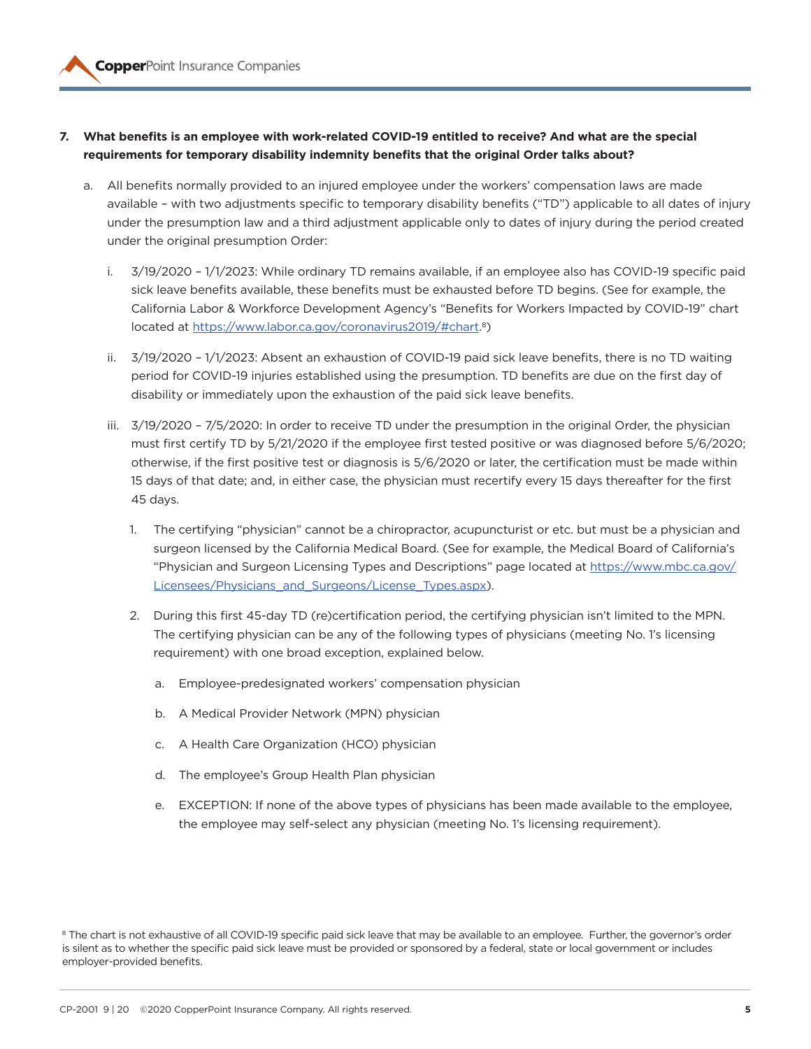7. **What benefits is an employee with work-related COVID-19 entitled to receive? And what are the special requirements for temporary disability indemnity benefits that the original Order talks about?**

   a. All benefits normally provided to an injured employee under the workers' compensation laws are made available – with two adjustments specific to temporary disability benefits ("TD") applicable to all dates of injury under the presumption law and a third adjustment applicable only to dates of injury during the period created under the original presumption Order:

      i. 3/19/2020 – 1/1/2023: While ordinary TD remains available, if an employee also has COVID-19 specific paid sick leave benefits available, these benefits must be exhausted before TD begins. (See for example, the California Labor & Workforce Development Agency's "Benefits for Workers Impacted by COVID-19" chart located at [https://www.labor.ca.gov/coronavirus2019/#chart](https://www.labor.ca.gov/coronavirus2019/#chart).[8])

      ii. 3/19/2020 – 1/1/2023: Absent an exhaustion of COVID-19 paid sick leave benefits, there is no TD waiting period for COVID-19 injuries established using the presumption. TD benefits are due on the first day of disability or immediately upon the exhaustion of the paid sick leave benefits.

      iii. 3/19/2020 – 7/5/2020: In order to receive TD under the presumption in the original Order, the physician must first certify TD by 5/21/2020 if the employee first tested positive or was diagnosed before 5/6/2020; otherwise, if the first positive test or diagnosis is 5/6/2020 or later, the certification must be made within 15 days of that date; and, in either case, the physician must recertify every 15 days thereafter for the first 45 days.

         1. The certifying "physician" cannot be a chiropractor, acupuncturist or etc. but must be a physician and surgeon licensed by the California Medical Board. (See for example, the Medical Board of California's "Physician and Surgeon Licensing Types and Descriptions" page located at [https://www.mbc.ca.gov/Licensees/Physicians_and_Surgeons/License_Types.aspx](https://www.mbc.ca.gov/Licensees/Physicians_and_Surgeons/License_Types.aspx)).

         2. During this first 45-day TD (re)certification period, the certifying physician isn't limited to the MPN. The certifying physician can be any of the following types of physicians (meeting No. 1's licensing requirement) with one broad exception, explained below.

            a. Employee-predesignated workers' compensation physician

            b. A Medical Provider Network (MPN) physician

            c. A Health Care Organization (HCO) physician

            d. The employee's Group Health Plan physician

            e. EXCEPTION: If none of the above types of physicians has been made available to the employee, the employee may self-select any physician (meeting No. 1's licensing requirement).

[8] The chart is not exhaustive of all COVID-19 specific paid sick leave that may be available to an employee. Further, the governor's order is silent as to whether the specific paid sick leave must be provided or sponsored by a federal, state or local government or includes employer-provided benefits.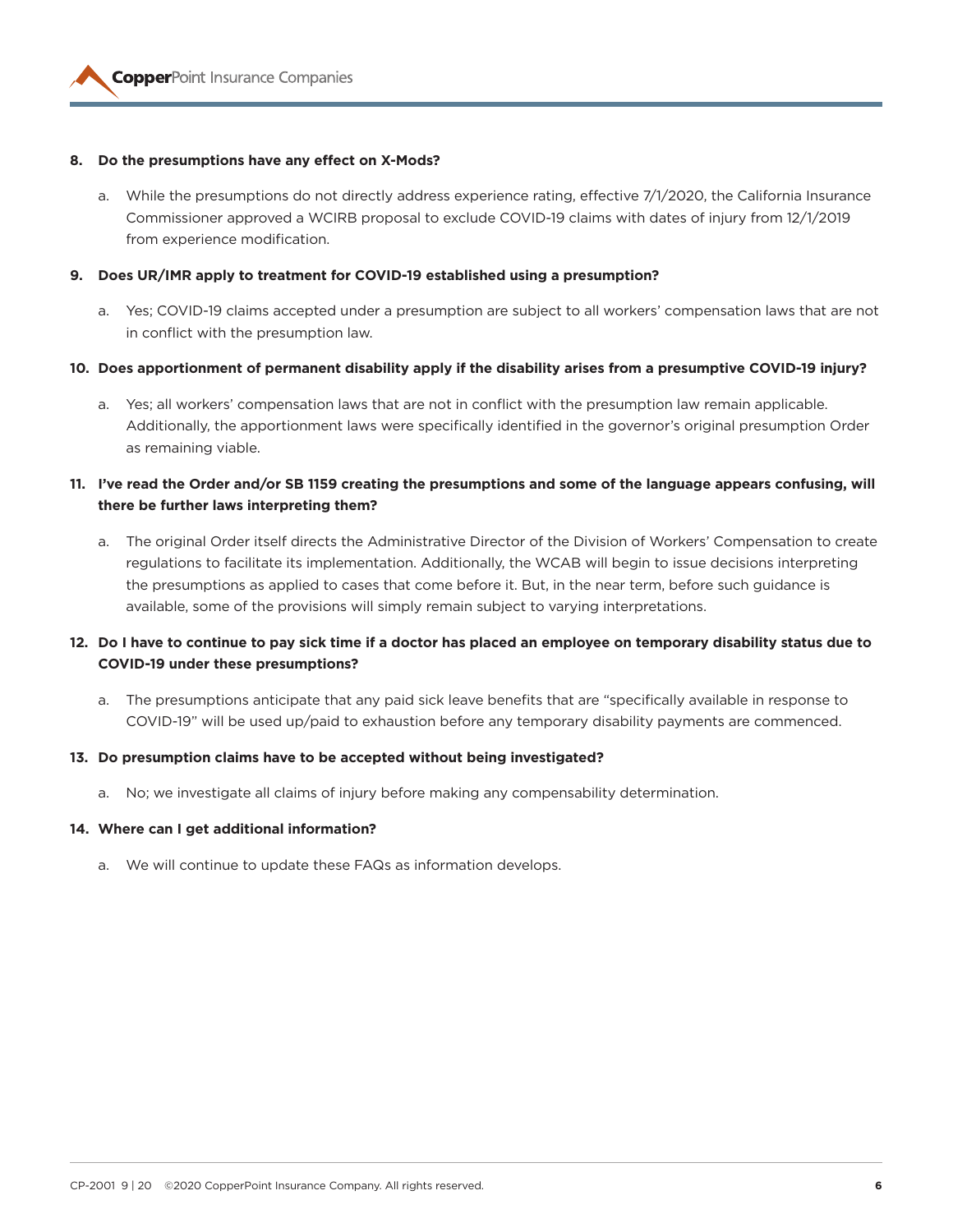**8. Do the presumptions have any effect on X-Mods?**

a. While the presumptions do not directly address experience rating, effective 7/1/2020, the California Insurance Commissioner approved a WCIRB proposal to exclude COVID-19 claims with dates of injury from 12/1/2019 from experience modification.

**9. Does UR/IMR apply to treatment for COVID-19 established using a presumption?**

a. Yes; COVID-19 claims accepted under a presumption are subject to all workers' compensation laws that are not in conflict with the presumption law.

**10. Does apportionment of permanent disability apply if the disability arises from a presumptive COVID-19 injury?**

a. Yes; all workers' compensation laws that are not in conflict with the presumption law remain applicable. Additionally, the apportionment laws were specifically identified in the governor's original presumption Order as remaining viable.

**11. I've read the Order and/or SB 1159 creating the presumptions and some of the language appears confusing, will there be further laws interpreting them?**

a. The original Order itself directs the Administrative Director of the Division of Workers' Compensation to create regulations to facilitate its implementation. Additionally, the WCAB will begin to issue decisions interpreting the presumptions as applied to cases that come before it. But, in the near term, before such guidance is available, some of the provisions will simply remain subject to varying interpretations.

**12. Do I have to continue to pay sick time if a doctor has placed an employee on temporary disability status due to COVID-19 under these presumptions?**

a. The presumptions anticipate that any paid sick leave benefits that are "specifically available in response to COVID-19" will be used up/paid to exhaustion before any temporary disability payments are commenced.

**13. Do presumption claims have to be accepted without being investigated?**

a. No; we investigate all claims of injury before making any compensability determination.

**14. Where can I get additional information?**

a. We will continue to update these FAQs as information develops.